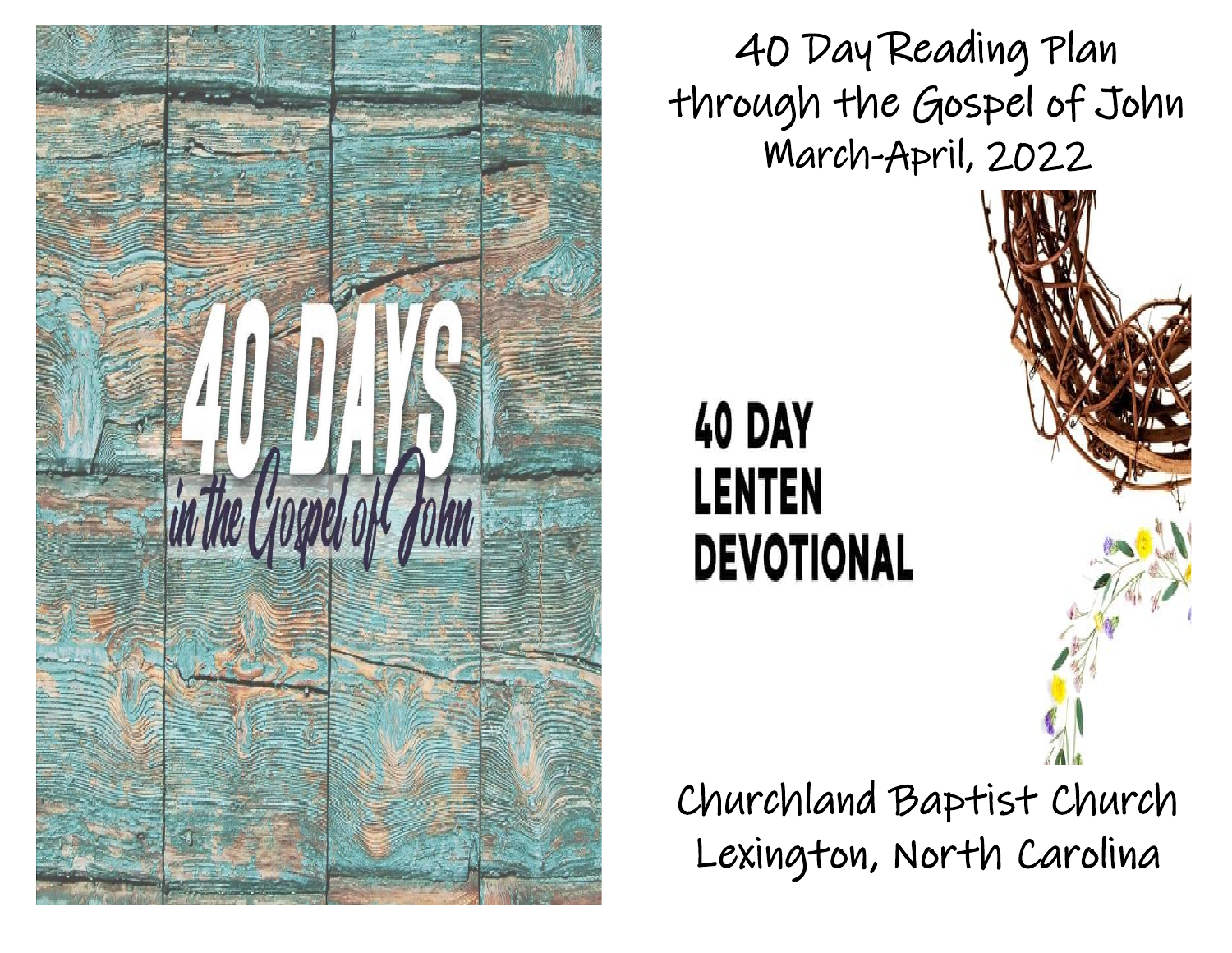40 DAYS

*in the Gospel of John*

# 40 Day Reading Plan through the Gospel of John March-April, 2022

**40 DAY LENTEN DEVOTIONAL**

Churchland Baptist Church
Lexington, North Carolina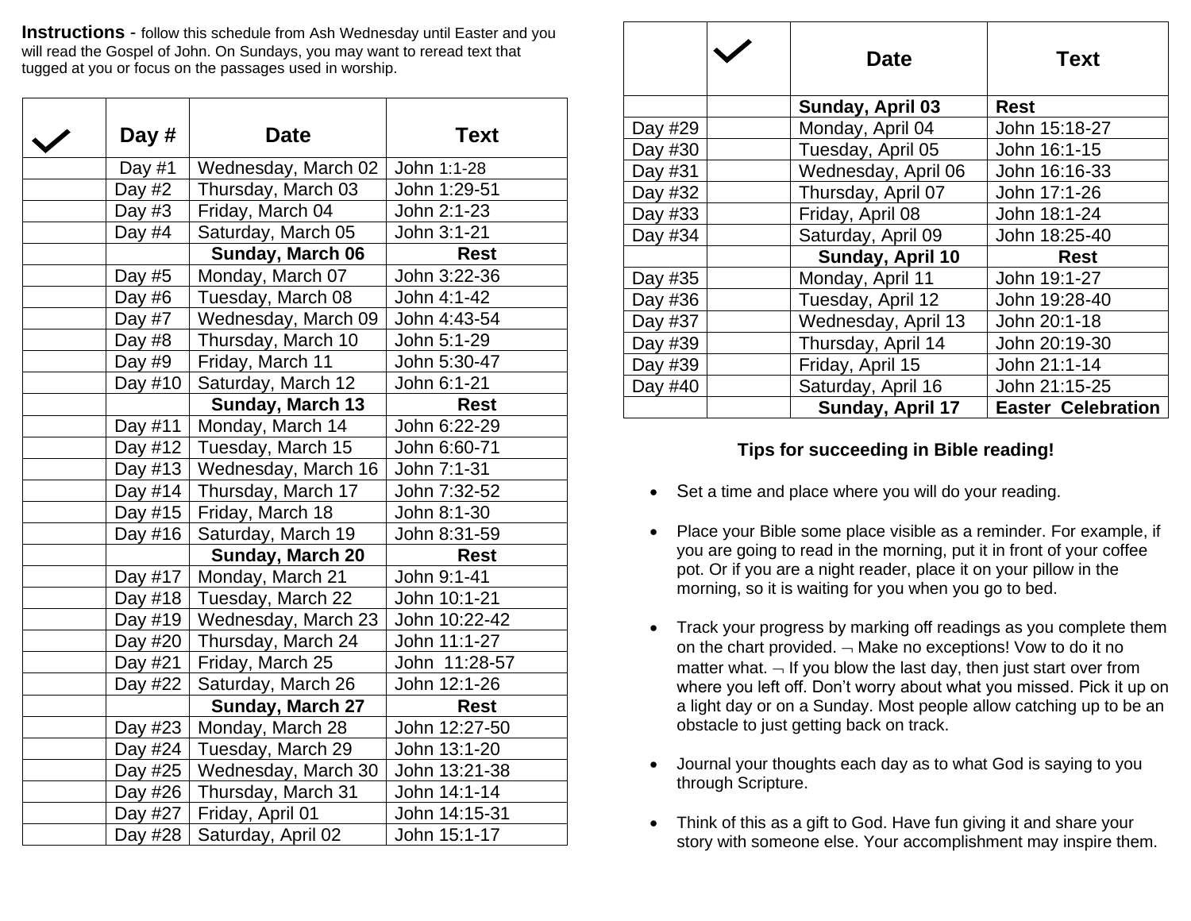**Instructions** - follow this schedule from Ash Wednesday until Easter and you will read the Gospel of John. On Sundays, you may want to reread text that tugged at you or focus on the passages used in worship.

| ✓ | Day # | Date | Text |
|---|---|---|---|
| | Day #1 | Wednesday, March 02 | John 1:1-28 |
| | Day #2 | Thursday, March 03 | John 1:29-51 |
| | Day #3 | Friday, March 04 | John 2:1-23 |
| | Day #4 | Saturday, March 05 | John 3:1-21 |
| | | **Sunday, March 06** | **Rest** |
| | Day #5 | Monday, March 07 | John 3:22-36 |
| | Day #6 | Tuesday, March 08 | John 4:1-42 |
| | Day #7 | Wednesday, March 09 | John 4:43-54 |
| | Day #8 | Thursday, March 10 | John 5:1-29 |
| | Day #9 | Friday, March 11 | John 5:30-47 |
| | Day #10 | Saturday, March 12 | John 6:1-21 |
| | | **Sunday, March 13** | **Rest** |
| | Day #11 | Monday, March 14 | John 6:22-29 |
| | Day #12 | Tuesday, March 15 | John 6:60-71 |
| | Day #13 | Wednesday, March 16 | John 7:1-31 |
| | Day #14 | Thursday, March 17 | John 7:32-52 |
| | Day #15 | Friday, March 18 | John 8:1-30 |
| | Day #16 | Saturday, March 19 | John 8:31-59 |
| | | **Sunday, March 20** | **Rest** |
| | Day #17 | Monday, March 21 | John 9:1-41 |
| | Day #18 | Tuesday, March 22 | John 10:1-21 |
| | Day #19 | Wednesday, March 23 | John 10:22-42 |
| | Day #20 | Thursday, March 24 | John 11:1-27 |
| | Day #21 | Friday, March 25 | John 11:28-57 |
| | Day #22 | Saturday, March 26 | John 12:1-26 |
| | | **Sunday, March 27** | **Rest** |
| | Day #23 | Monday, March 28 | John 12:27-50 |
| | Day #24 | Tuesday, March 29 | John 13:1-20 |
| | Day #25 | Wednesday, March 30 | John 13:21-38 |
| | Day #26 | Thursday, March 31 | John 14:1-14 |
| | Day #27 | Friday, April 01 | John 14:15-31 |
| | Day #28 | Saturday, April 02 | John 15:1-17 |

| | ✓ | Date | Text |
|---|---|---|---|
| | | **Sunday, April 03** | **Rest** |
| Day #29 | | Monday, April 04 | John 15:18-27 |
| Day #30 | | Tuesday, April 05 | John 16:1-15 |
| Day #31 | | Wednesday, April 06 | John 16:16-33 |
| Day #32 | | Thursday, April 07 | John 17:1-26 |
| Day #33 | | Friday, April 08 | John 18:1-24 |
| Day #34 | | Saturday, April 09 | John 18:25-40 |
| | | **Sunday, April 10** | **Rest** |
| Day #35 | | Monday, April 11 | John 19:1-27 |
| Day #36 | | Tuesday, April 12 | John 19:28-40 |
| Day #37 | | Wednesday, April 13 | John 20:1-18 |
| Day #39 | | Thursday, April 14 | John 20:19-30 |
| Day #39 | | Friday, April 15 | John 21:1-14 |
| Day #40 | | Saturday, April 16 | John 21:15-25 |
| | | **Sunday, April 17** | **Easter Celebration** |

### Tips for succeeding in Bible reading!

- Set a time and place where you will do your reading.
- Place your Bible some place visible as a reminder. For example, if you are going to read in the morning, put it in front of your coffee pot. Or if you are a night reader, place it on your pillow in the morning, so it is waiting for you when you go to bed.
- Track your progress by marking off readings as you complete them on the chart provided. ¬ Make no exceptions! Vow to do it no matter what. ¬ If you blow the last day, then just start over from where you left off. Don't worry about what you missed. Pick it up on a light day or on a Sunday. Most people allow catching up to be an obstacle to just getting back on track.
- Journal your thoughts each day as to what God is saying to you through Scripture.
- Think of this as a gift to God. Have fun giving it and share your story with someone else. Your accomplishment may inspire them.